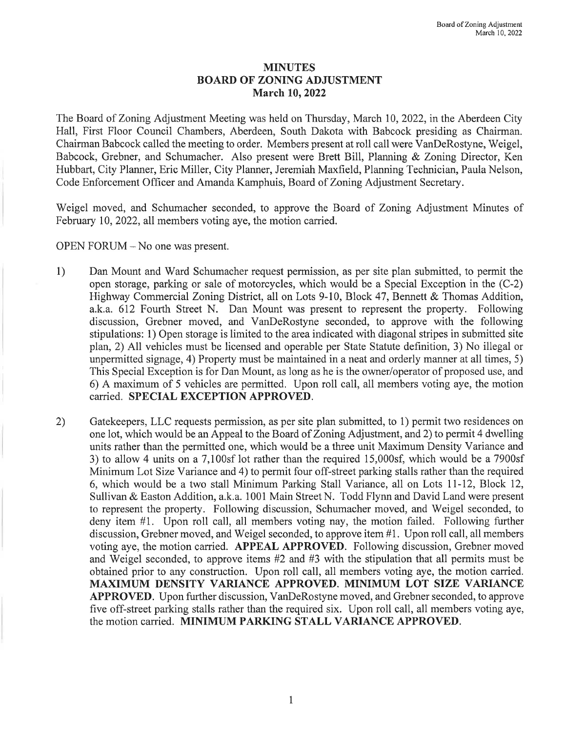# MINUTES
# BOARD OF ZONING ADJUSTMENT
## March 10, 2022

The Board of Zoning Adjustment Meeting was held on Thursday, March 10, 2022, in the Aberdeen City Hall, First Floor Council Chambers, Aberdeen, South Dakota with Babcock presiding as Chairman. Chairman Babcock called the meeting to order. Members present at roll call were VanDeRostyne, Weigel, Babcock, Grebner, and Schumacher. Also present were Brett Bill, Planning & Zoning Director, Ken Hubbart, City Planner, Eric Miller, City Planner, Jeremiah Maxfield, Planning Technician, Paula Nelson, Code Enforcement Officer and Amanda Kamphuis, Board of Zoning Adjustment Secretary.

Weigel moved, and Schumacher seconded, to approve the Board of Zoning Adjustment Minutes of February 10, 2022, all members voting aye, the motion carried.

OPEN FORUM – No one was present.

1) Dan Mount and Ward Schumacher request permission, as per site plan submitted, to permit the open storage, parking or sale of motorcycles, which would be a Special Exception in the (C-2) Highway Commercial Zoning District, all on Lots 9-10, Block 47, Bennett & Thomas Addition, a.k.a. 612 Fourth Street N. Dan Mount was present to represent the property. Following discussion, Grebner moved, and VanDeRostyne seconded, to approve with the following stipulations: 1) Open storage is limited to the area indicated with diagonal stripes in submitted site plan, 2) All vehicles must be licensed and operable per State Statute definition, 3) No illegal or unpermitted signage, 4) Property must be maintained in a neat and orderly manner at all times, 5) This Special Exception is for Dan Mount, as long as he is the owner/operator of proposed use, and 6) A maximum of 5 vehicles are permitted. Upon roll call, all members voting aye, the motion carried. **SPECIAL EXCEPTION APPROVED.**

2) Gatekeepers, LLC requests permission, as per site plan submitted, to 1) permit two residences on one lot, which would be an Appeal to the Board of Zoning Adjustment, and 2) to permit 4 dwelling units rather than the permitted one, which would be a three unit Maximum Density Variance and 3) to allow 4 units on a 7,100sf lot rather than the required 15,000sf, which would be a 7900sf Minimum Lot Size Variance and 4) to permit four off-street parking stalls rather than the required 6, which would be a two stall Minimum Parking Stall Variance, all on Lots 11-12, Block 12, Sullivan & Easton Addition, a.k.a. 1001 Main Street N. Todd Flynn and David Land were present to represent the property. Following discussion, Schumacher moved, and Weigel seconded, to deny item #1. Upon roll call, all members voting nay, the motion failed. Following further discussion, Grebner moved, and Weigel seconded, to approve item #1. Upon roll call, all members voting aye, the motion carried. **APPEAL APPROVED.** Following discussion, Grebner moved and Weigel seconded, to approve items #2 and #3 with the stipulation that all permits must be obtained prior to any construction. Upon roll call, all members voting aye, the motion carried. **MAXIMUM DENSITY VARIANCE APPROVED. MINIMUM LOT SIZE VARIANCE APPROVED.** Upon further discussion, VanDeRostyne moved, and Grebner seconded, to approve five off-street parking stalls rather than the required six. Upon roll call, all members voting aye, the motion carried. **MINIMUM PARKING STALL VARIANCE APPROVED.**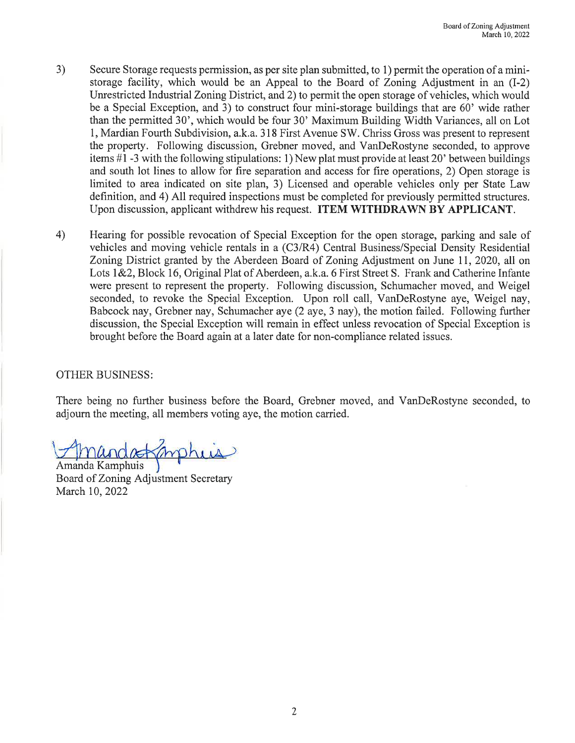3) Secure Storage requests permission, as per site plan submitted, to 1) permit the operation of a mini-storage facility, which would be an Appeal to the Board of Zoning Adjustment in an (I-2) Unrestricted Industrial Zoning District, and 2) to permit the open storage of vehicles, which would be a Special Exception, and 3) to construct four mini-storage buildings that are 60' wide rather than the permitted 30', which would be four 30' Maximum Building Width Variances, all on Lot 1, Mardian Fourth Subdivision, a.k.a. 318 First Avenue SW. Chriss Gross was present to represent the property. Following discussion, Grebner moved, and VanDeRostyne seconded, to approve items #1 -3 with the following stipulations: 1) New plat must provide at least 20' between buildings and south lot lines to allow for fire separation and access for fire operations, 2) Open storage is limited to area indicated on site plan, 3) Licensed and operable vehicles only per State Law definition, and 4) All required inspections must be completed for previously permitted structures. Upon discussion, applicant withdrew his request. **ITEM WITHDRAWN BY APPLICANT**.

4) Hearing for possible revocation of Special Exception for the open storage, parking and sale of vehicles and moving vehicle rentals in a (C3/R4) Central Business/Special Density Residential Zoning District granted by the Aberdeen Board of Zoning Adjustment on June 11, 2020, all on Lots 1&2, Block 16, Original Plat of Aberdeen, a.k.a. 6 First Street S. Frank and Catherine Infante were present to represent the property. Following discussion, Schumacher moved, and Weigel seconded, to revoke the Special Exception. Upon roll call, VanDeRostyne aye, Weigel nay, Babcock nay, Grebner nay, Schumacher aye (2 aye, 3 nay), the motion failed. Following further discussion, the Special Exception will remain in effect unless revocation of Special Exception is brought before the Board again at a later date for non-compliance related issues.

OTHER BUSINESS:

There being no further business before the Board, Grebner moved, and VanDeRostyne seconded, to adjourn the meeting, all members voting aye, the motion carried.

Amanda Kamphuis
Board of Zoning Adjustment Secretary
March 10, 2022